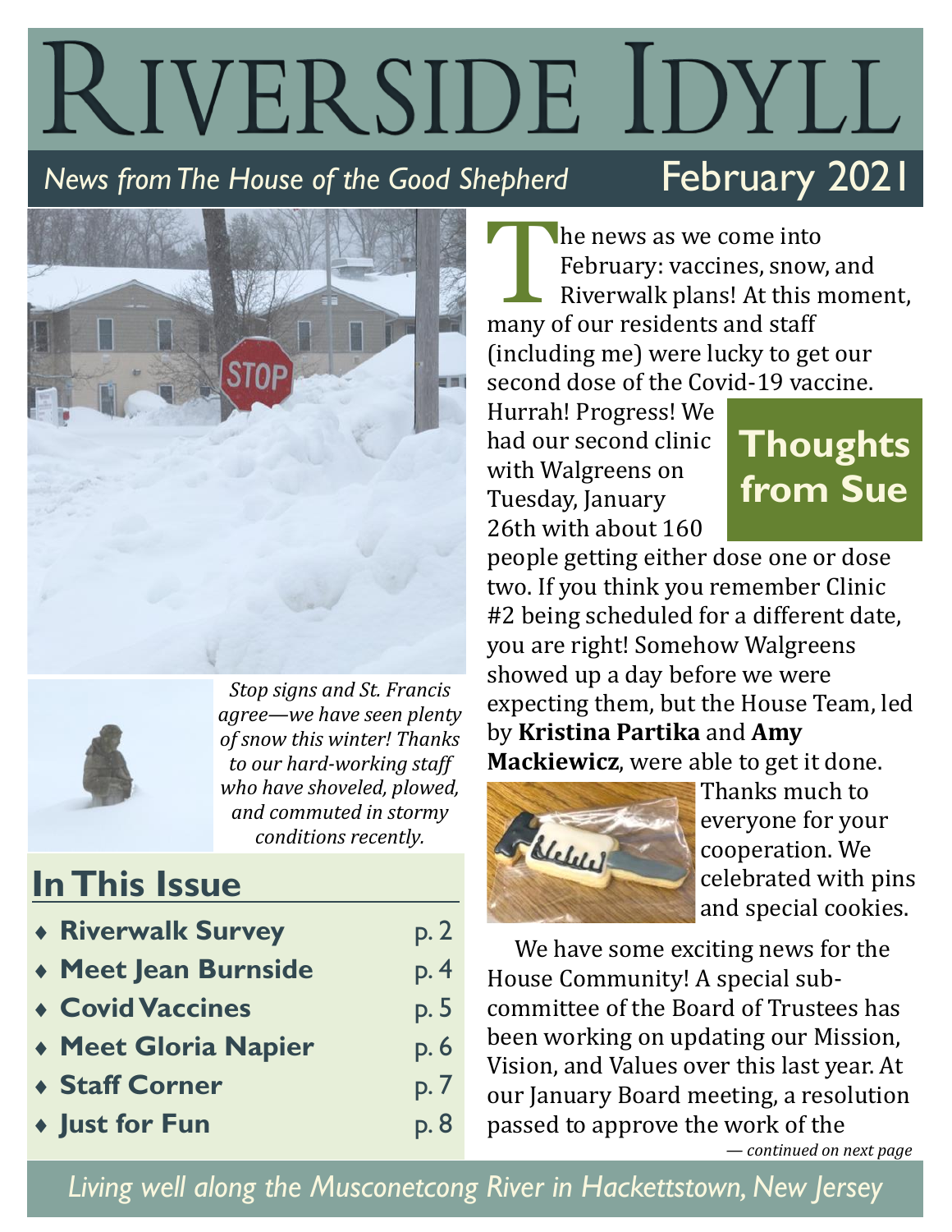# Riverside Idyll

*News from The House of the Good Shepherd* February 2021

*Stop signs and St. Francis agree—we have seen plenty of snow this winter! Thanks to our hard-working staff who have shoveled, plowed, and commuted in stormy conditions recently.*

## In This Issue

- **Riverwalk Survey** p. 2
- **Meet Jean Burnside** p. 4
- **Covid Vaccines** p. 5
- **Meet Gloria Napier** p. 6
- **Staff Corner** p. 7
- **Just for Fun** p. 8

## Thoughts from Sue

The news as we come into February: vaccines, snow, and Riverwalk plans! At this moment, many of our residents and staff (including me) were lucky to get our second dose of the Covid-19 vaccine. Hurrah! Progress! We had our second clinic with Walgreens on Tuesday, January 26th with about 160 people getting either dose one or dose two. If you think you remember Clinic #2 being scheduled for a different date, you are right! Somehow Walgreens showed up a day before we were expecting them, but the House Team, led by **Kristina Partika** and **Amy Mackiewicz**, were able to get it done. Thanks much to everyone for your cooperation. We celebrated with pins and special cookies.

We have some exciting news for the House Community! A special sub-committee of the Board of Trustees has been working on updating our Mission, Vision, and Values over this last year. At our January Board meeting, a resolution passed to approve the work of the

*— continued on next page*

*Living well along the Musconetcong River in Hackettstown, New Jersey*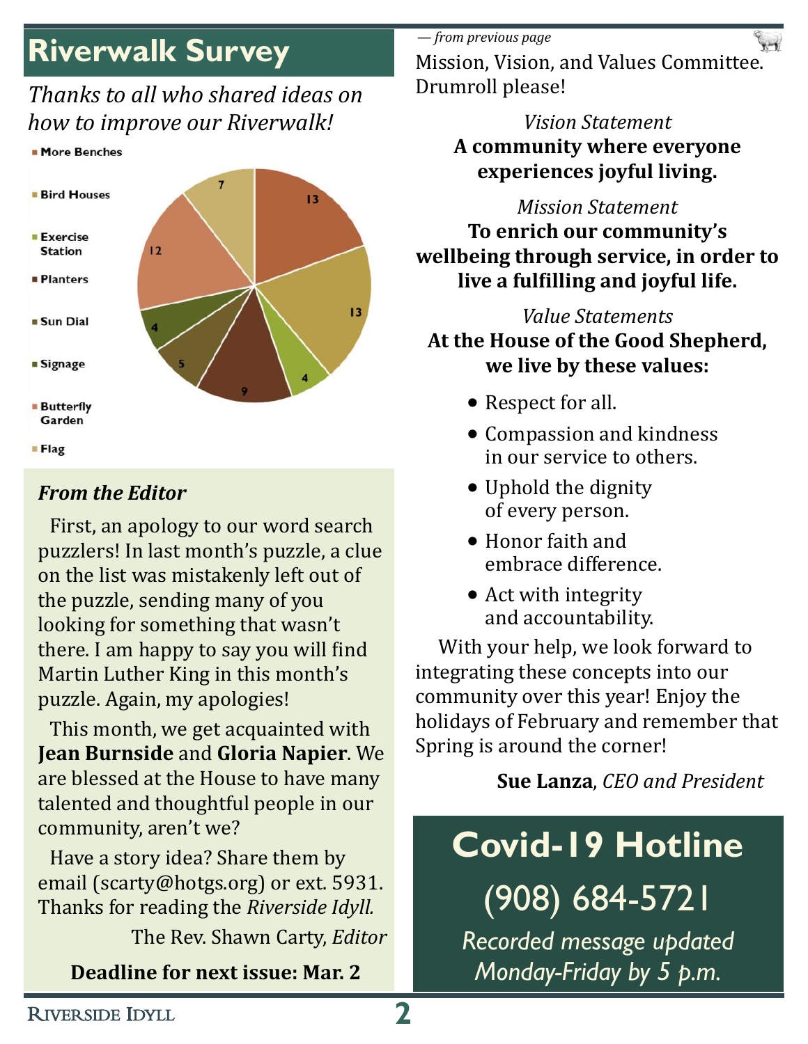## Riverwalk Survey

*Thanks to all who shared ideas on how to improve our Riverwalk!*

| Item | Count |
|---|---|
| More Benches | 13 |
| Bird Houses | 13 |
| Exercise Station | 4 |
| Planters | 9 |
| Sun Dial | 5 |
| Signage | 4 |
| Butterfly Garden | 12 |
| Flag | 7 |

### *From the Editor*

First, an apology to our word search puzzlers! In last month's puzzle, a clue on the list was mistakenly left out of the puzzle, sending many of you looking for something that wasn't there. I am happy to say you will find Martin Luther King in this month's puzzle. Again, my apologies!

This month, we get acquainted with **Jean Burnside** and **Gloria Napier**. We are blessed at the House to have many talented and thoughtful people in our community, aren't we?

Have a story idea? Share them by email (scarty@hotgs.org) or ext. 5931. Thanks for reading the *Riverside Idyll.*

The Rev. Shawn Carty, *Editor*

**Deadline for next issue: Mar. 2**

*— from previous page*

Mission, Vision, and Values Committee. Drumroll please!

*Vision Statement*
**A community where everyone experiences joyful living.**

*Mission Statement*
**To enrich our community's wellbeing through service, in order to live a fulfilling and joyful life.**

*Value Statements*
**At the House of the Good Shepherd, we live by these values:**

- Respect for all.
- Compassion and kindness in our service to others.
- Uphold the dignity of every person.
- Honor faith and embrace difference.
- Act with integrity and accountability.

With your help, we look forward to integrating these concepts into our community over this year! Enjoy the holidays of February and remember that Spring is around the corner!

**Sue Lanza**, *CEO and President*

## Covid-19 Hotline

(908) 684-5721

*Recorded message updated Monday-Friday by 5 p.m.*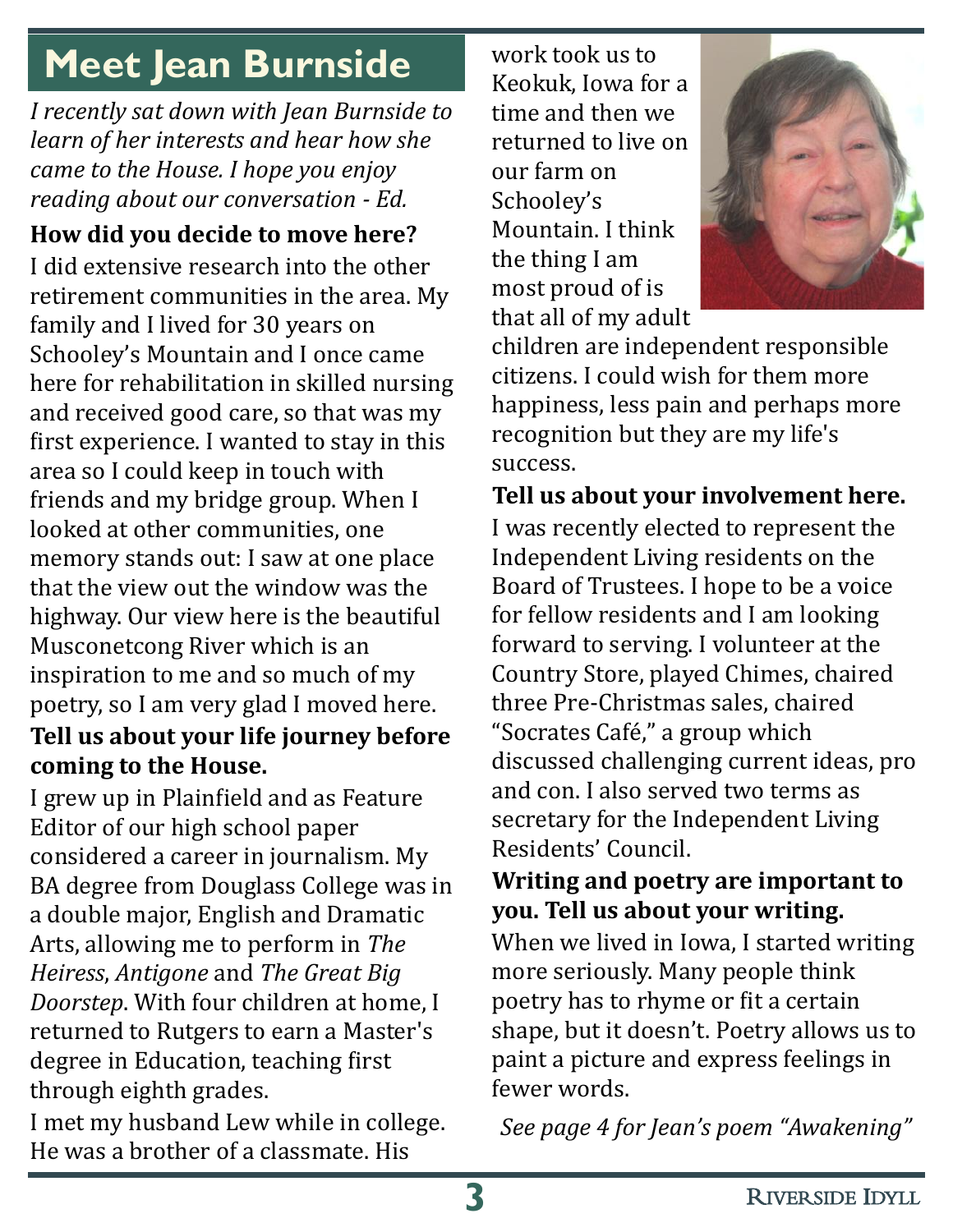# Meet Jean Burnside

*I recently sat down with Jean Burnside to learn of her interests and hear how she came to the House. I hope you enjoy reading about our conversation - Ed.*

**How did you decide to move here?**

I did extensive research into the other retirement communities in the area. My family and I lived for 30 years on Schooley's Mountain and I once came here for rehabilitation in skilled nursing and received good care, so that was my first experience. I wanted to stay in this area so I could keep in touch with friends and my bridge group. When I looked at other communities, one memory stands out: I saw at one place that the view out the window was the highway. Our view here is the beautiful Musconetcong River which is an inspiration to me and so much of my poetry, so I am very glad I moved here.

**Tell us about your life journey before coming to the House.**

I grew up in Plainfield and as Feature Editor of our high school paper considered a career in journalism. My BA degree from Douglass College was in a double major, English and Dramatic Arts, allowing me to perform in *The Heiress*, *Antigone* and *The Great Big Doorstep*. With four children at home, I returned to Rutgers to earn a Master's degree in Education, teaching first through eighth grades.

I met my husband Lew while in college. He was a brother of a classmate. His work took us to Keokuk, Iowa for a time and then we returned to live on our farm on Schooley's Mountain. I think the thing I am most proud of is that all of my adult children are independent responsible citizens. I could wish for them more happiness, less pain and perhaps more recognition but they are my life's success.

**Tell us about your involvement here.**

I was recently elected to represent the Independent Living residents on the Board of Trustees. I hope to be a voice for fellow residents and I am looking forward to serving. I volunteer at the Country Store, played Chimes, chaired three Pre-Christmas sales, chaired "Socrates Café," a group which discussed challenging current ideas, pro and con. I also served two terms as secretary for the Independent Living Residents' Council.

**Writing and poetry are important to you. Tell us about your writing.**

When we lived in Iowa, I started writing more seriously. Many people think poetry has to rhyme or fit a certain shape, but it doesn't. Poetry allows us to paint a picture and express feelings in fewer words.

*See page 4 for Jean's poem "Awakening"*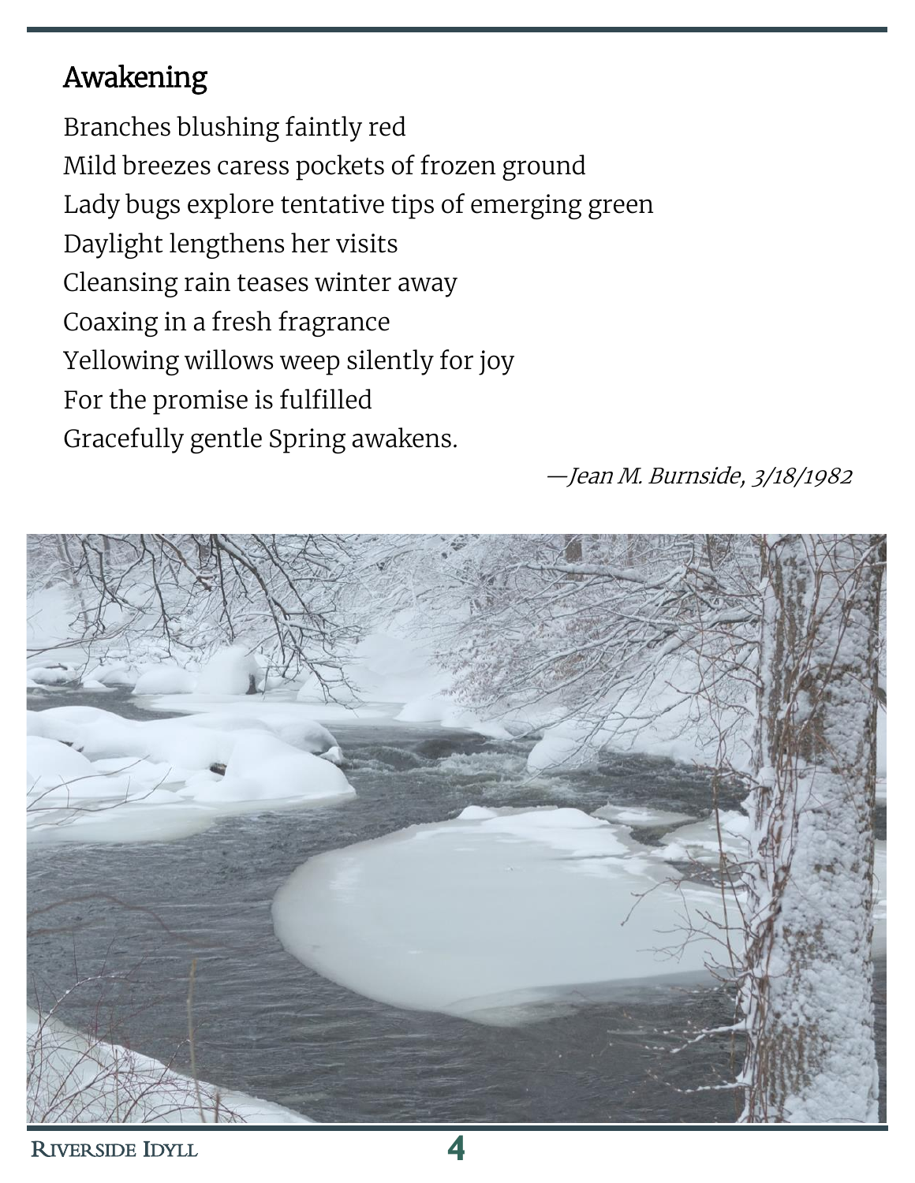## Awakening

Branches blushing faintly red  
Mild breezes caress pockets of frozen ground  
Lady bugs explore tentative tips of emerging green  
Daylight lengthens her visits  
Cleansing rain teases winter away  
Coaxing in a fresh fragrance  
Yellowing willows weep silently for joy  
For the promise is fulfilled  
Gracefully gentle Spring awakens.

*—Jean M. Burnside, 3/18/1982*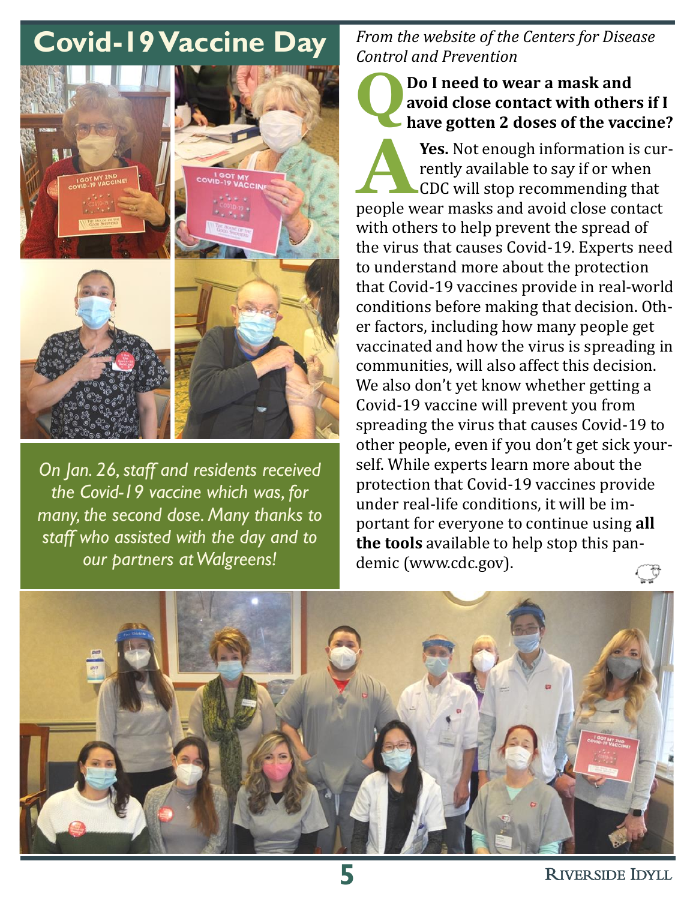# Covid-19 Vaccine Day

*On Jan. 26, staff and residents received the Covid-19 vaccine which was, for many, the second dose. Many thanks to staff who assisted with the day and to our partners at Walgreens!*

*From the website of the Centers for Disease Control and Prevention*

**Q Do I need to wear a mask and avoid close contact with others if I have gotten 2 doses of the vaccine?**

**A Yes.** Not enough information is currently available to say if or when CDC will stop recommending that people wear masks and avoid close contact with others to help prevent the spread of the virus that causes Covid-19. Experts need to understand more about the protection that Covid-19 vaccines provide in real-world conditions before making that decision. Other factors, including how many people get vaccinated and how the virus is spreading in communities, will also affect this decision. We also don't yet know whether getting a Covid-19 vaccine will prevent you from spreading the virus that causes Covid-19 to other people, even if you don't get sick yourself. While experts learn more about the protection that Covid-19 vaccines provide under real-life conditions, it will be important for everyone to continue using **all the tools** available to help stop this pandemic (www.cdc.gov).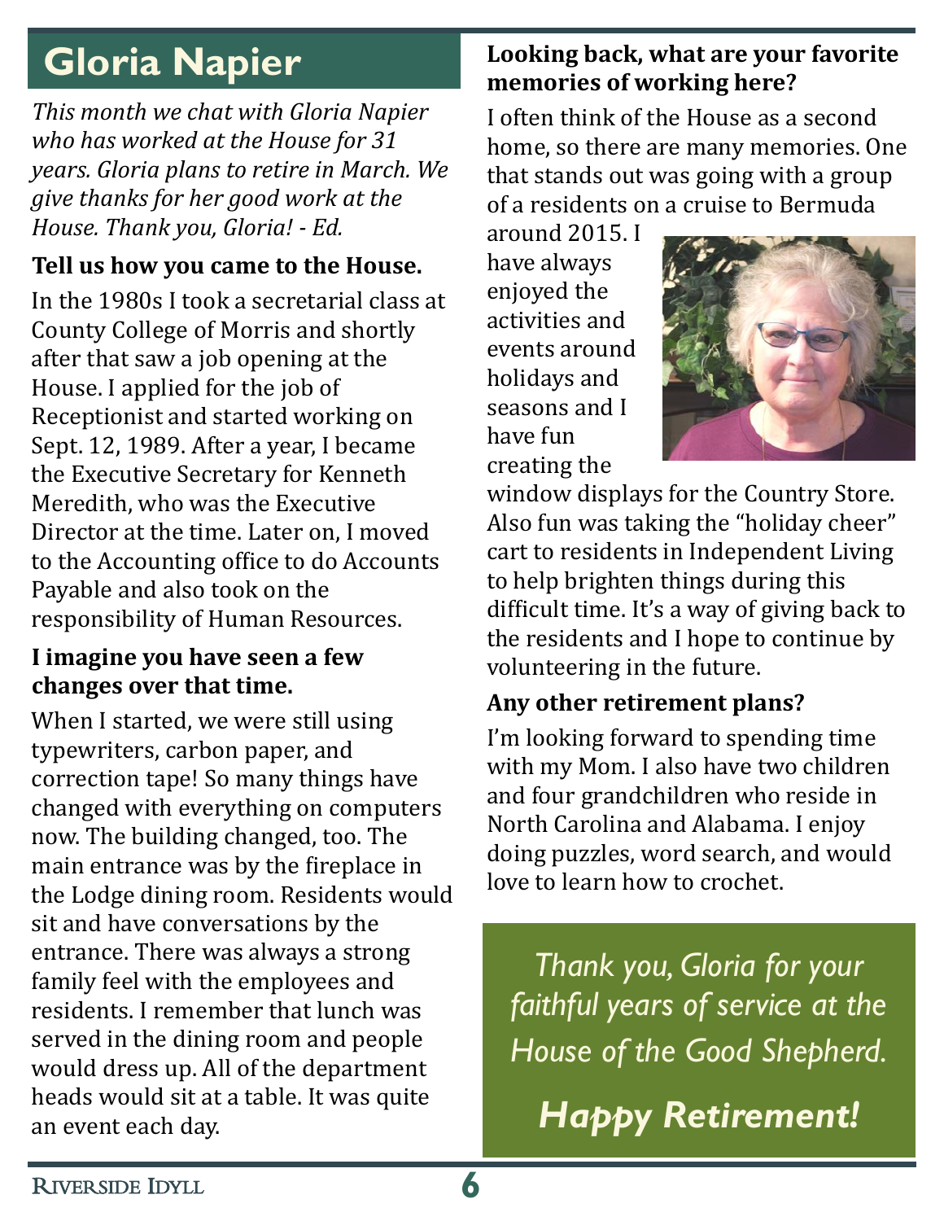# Gloria Napier

*This month we chat with Gloria Napier who has worked at the House for 31 years. Gloria plans to retire in March. We give thanks for her good work at the House. Thank you, Gloria! - Ed.*

**Tell us how you came to the House.**

In the 1980s I took a secretarial class at County College of Morris and shortly after that saw a job opening at the House. I applied for the job of Receptionist and started working on Sept. 12, 1989. After a year, I became the Executive Secretary for Kenneth Meredith, who was the Executive Director at the time. Later on, I moved to the Accounting office to do Accounts Payable and also took on the responsibility of Human Resources.

**I imagine you have seen a few changes over that time.**

When I started, we were still using typewriters, carbon paper, and correction tape! So many things have changed with everything on computers now. The building changed, too. The main entrance was by the fireplace in the Lodge dining room. Residents would sit and have conversations by the entrance. There was always a strong family feel with the employees and residents. I remember that lunch was served in the dining room and people would dress up. All of the department heads would sit at a table. It was quite an event each day.

**Looking back, what are your favorite memories of working here?**

I often think of the House as a second home, so there are many memories. One that stands out was going with a group of a residents on a cruise to Bermuda around 2015. I have always enjoyed the activities and events around holidays and seasons and I have fun creating the window displays for the Country Store. Also fun was taking the "holiday cheer" cart to residents in Independent Living to help brighten things during this difficult time. It's a way of giving back to the residents and I hope to continue by volunteering in the future.

**Any other retirement plans?**

I'm looking forward to spending time with my Mom. I also have two children and four grandchildren who reside in North Carolina and Alabama. I enjoy doing puzzles, word search, and would love to learn how to crochet.

*Thank you, Gloria for your faithful years of service at the House of the Good Shepherd.*

***Happy Retirement!***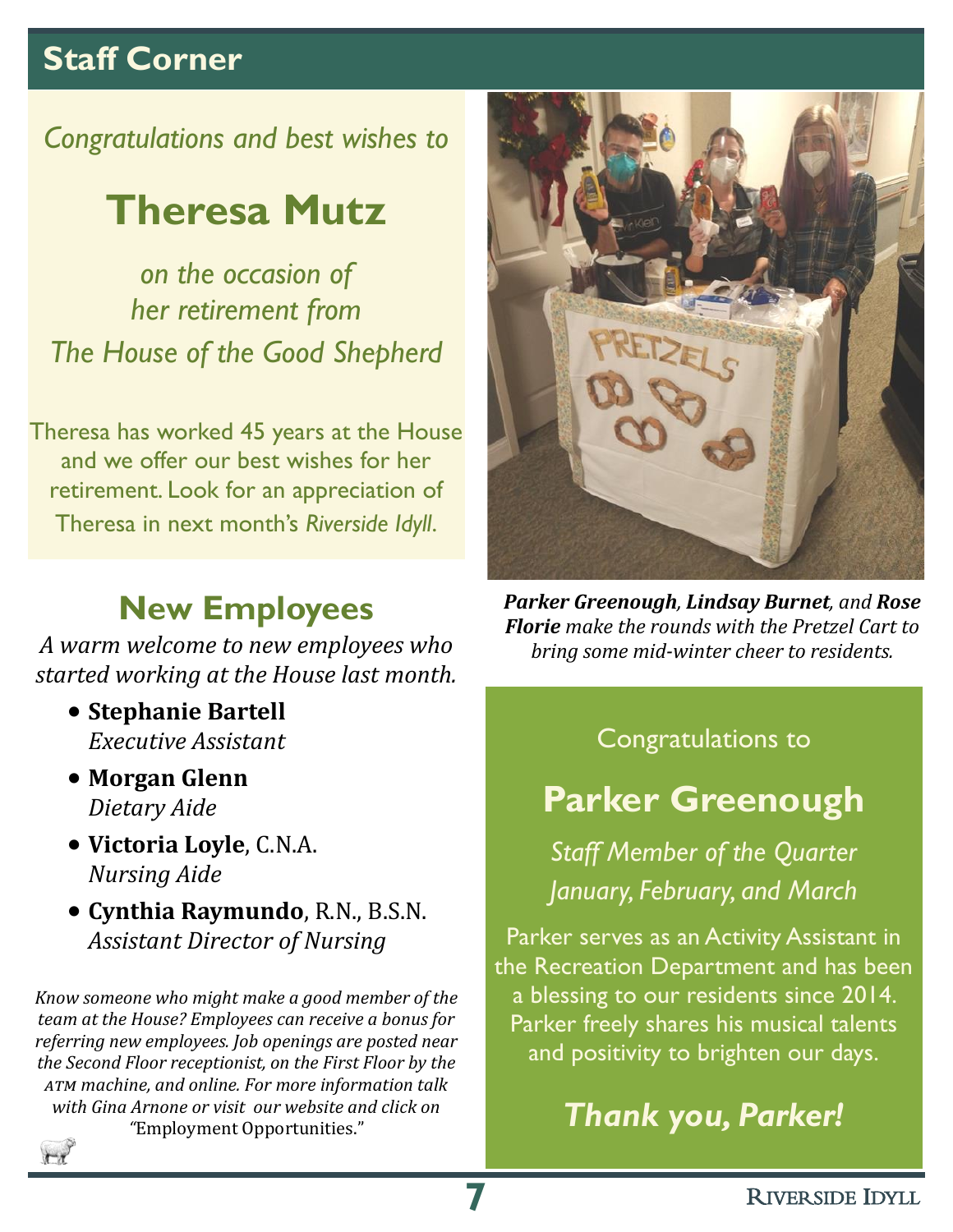## Staff Corner

*Congratulations and best wishes to*

# Theresa Mutz

*on the occasion of her retirement from The House of the Good Shepherd*

Theresa has worked 45 years at the House and we offer our best wishes for her retirement. Look for an appreciation of Theresa in next month's *Riverside Idyll*.

## New Employees

*A warm welcome to new employees who started working at the House last month.*

- **Stephanie Bartell**
  *Executive Assistant*
- **Morgan Glenn**
  *Dietary Aide*
- **Victoria Loyle**, C.N.A.
  *Nursing Aide*
- **Cynthia Raymundo**, R.N., B.S.N.
  *Assistant Director of Nursing*

*Know someone who might make a good member of the team at the House? Employees can receive a bonus for referring new employees. Job openings are posted near the Second Floor receptionist, on the First Floor by the ATM machine, and online. For more information talk with Gina Arnone or visit our website and click on* "Employment Opportunities."

***Parker Greenough**, **Lindsay Burnet**, and **Rose Florie** make the rounds with the Pretzel Cart to bring some mid-winter cheer to residents.*

Congratulations to

# Parker Greenough

*Staff Member of the Quarter*
*January, February, and March*

Parker serves as an Activity Assistant in the Recreation Department and has been a blessing to our residents since 2014. Parker freely shares his musical talents and positivity to brighten our days.

***Thank you, Parker!***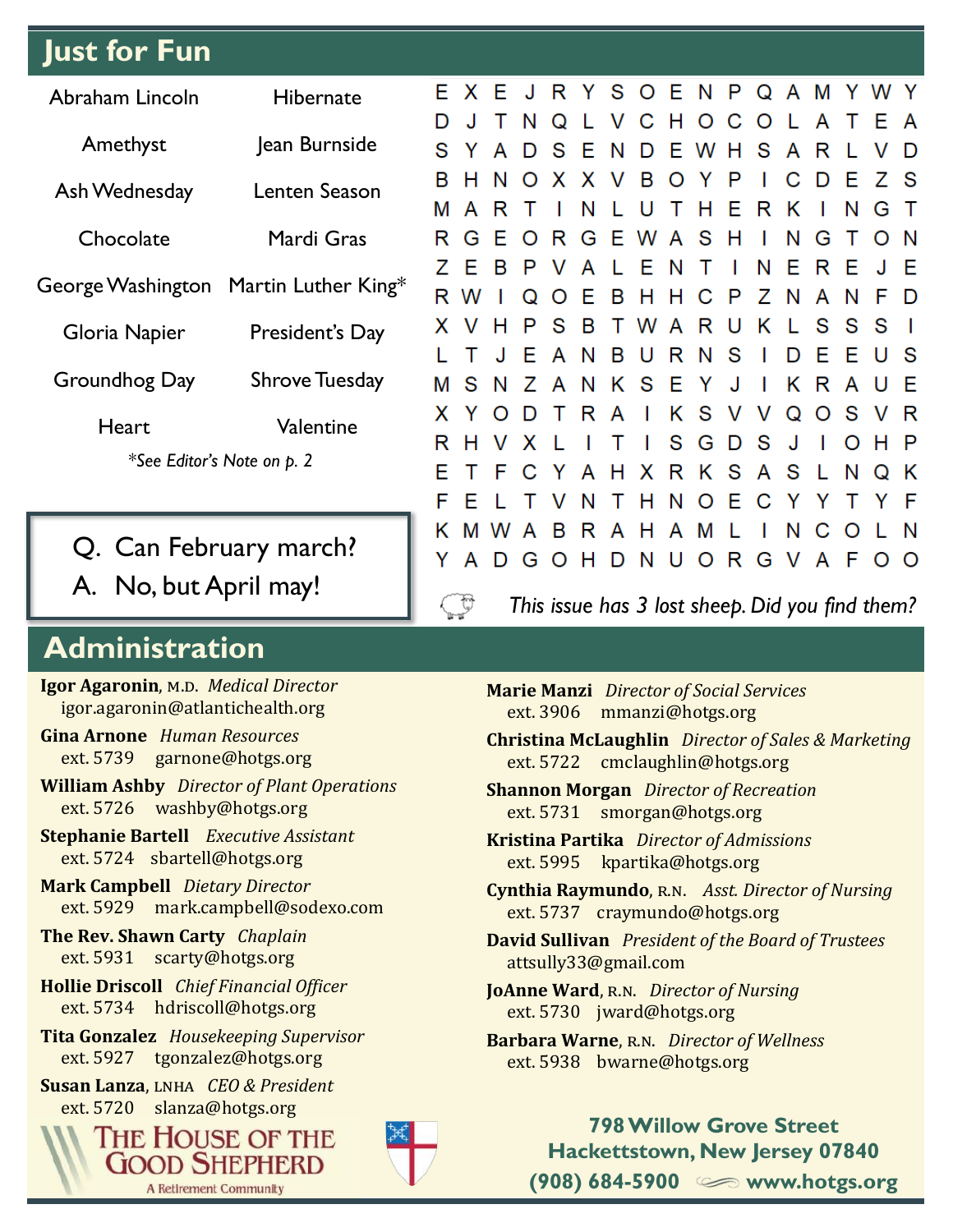## Just for Fun

| | |
|---|---|
| Abraham Lincoln | Hibernate |
| Amethyst | Jean Burnside |
| Ash Wednesday | Lenten Season |
| Chocolate | Mardi Gras |
| George Washington | Martin Luther King* |
| Gloria Napier | President's Day |
| Groundhog Day | Shrove Tuesday |
| Heart | Valentine |

*See Editor's Note on p. 2

```
E X E J R Y S O E N P Q A M Y W Y
D J T N Q L V C H O C O L A T E A
S Y A D S E N D E W H S A R L V D
B H N O X X V B O Y P I C D E Z S
M A R T I N L U T H E R K I N G T
R G E O R G E W A S H I N G T O N
Z E B P V A L E N T I N E R E J E
R W I Q O E B H H C P Z N A N F D
X V H P S B T W A R U K L S S S I
L T J E A N B U R N S I D E E U S
M S N Z A N K S E Y J I K R A U E
X Y O D T R A I K S V V Q O S V R
R H V X L I T I S G D S J I O H P
E T F C Y A H X R K S A S L N Q K
F E L T V N T H N O E C Y Y T Y F
K M W A B R A H A M L I N C O L N
Y A D G O H D N U O R G V A F O O
```

Q. Can February march?
A. No, but April may!

*This issue has 3 lost sheep. Did you find them?*

## Administration

**Igor Agaronin**, M.D. *Medical Director*
igor.agaronin@atlantichealth.org

**Gina Arnone** *Human Resources*
ext. 5739 garnone@hotgs.org

**William Ashby** *Director of Plant Operations*
ext. 5726 washby@hotgs.org

**Stephanie Bartell** *Executive Assistant*
ext. 5724 sbartell@hotgs.org

**Mark Campbell** *Dietary Director*
ext. 5929 mark.campbell@sodexo.com

**The Rev. Shawn Carty** *Chaplain*
ext. 5931 scarty@hotgs.org

**Hollie Driscoll** *Chief Financial Officer*
ext. 5734 hdriscoll@hotgs.org

**Tita Gonzalez** *Housekeeping Supervisor*
ext. 5927 tgonzalez@hotgs.org

**Susan Lanza**, LNHA *CEO & President*
ext. 5720 slanza@hotgs.org

**Marie Manzi** *Director of Social Services*
ext. 3906 mmanzi@hotgs.org

**Christina McLaughlin** *Director of Sales & Marketing*
ext. 5722 cmclaughlin@hotgs.org

**Shannon Morgan** *Director of Recreation*
ext. 5731 smorgan@hotgs.org

**Kristina Partika** *Director of Admissions*
ext. 5995 kpartika@hotgs.org

**Cynthia Raymundo**, R.N. *Asst. Director of Nursing*
ext. 5737 craymundo@hotgs.org

**David Sullivan** *President of the Board of Trustees*
attsully33@gmail.com

**JoAnne Ward**, R.N. *Director of Nursing*
ext. 5730 jward@hotgs.org

**Barbara Warne**, R.N. *Director of Wellness*
ext. 5938 bwarne@hotgs.org

The House of the Good Shepherd
A Retirement Community

**798 Willow Grove Street**
**Hackettstown, New Jersey 07840**
**(908) 684-5900 www.hotgs.org**